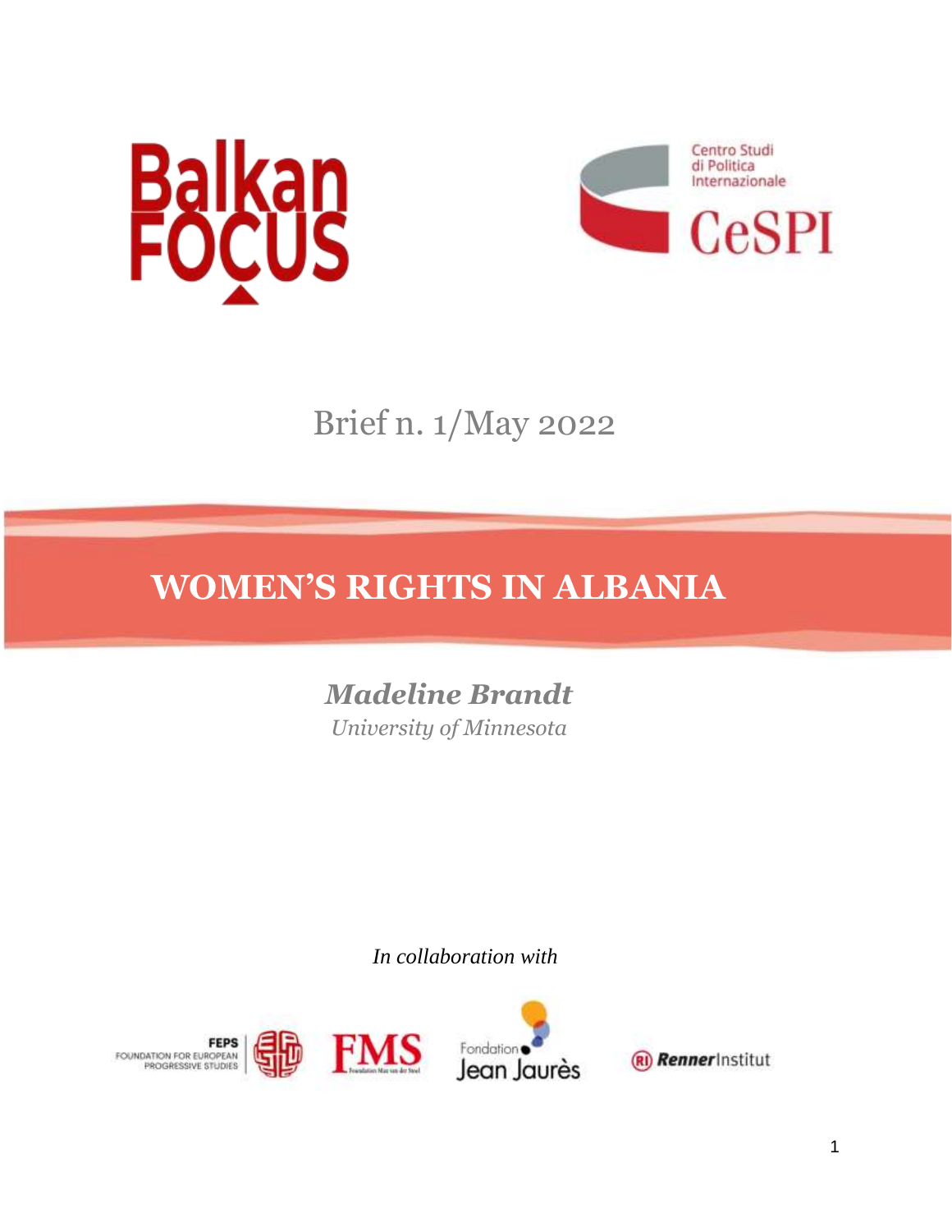Balkan FOCUS

Centro Studi di Politica Internazionale

CeSPI

Brief n. 1/May 2022

# WOMEN'S RIGHTS IN ALBANIA

***Madeline Brandt***

*University of Minnesota*

*In collaboration with*

FEPS Foundation for European Progressive Studies

FMS Fondation Max van der Stoel

Fondation Jean Jaurès

Renner Institut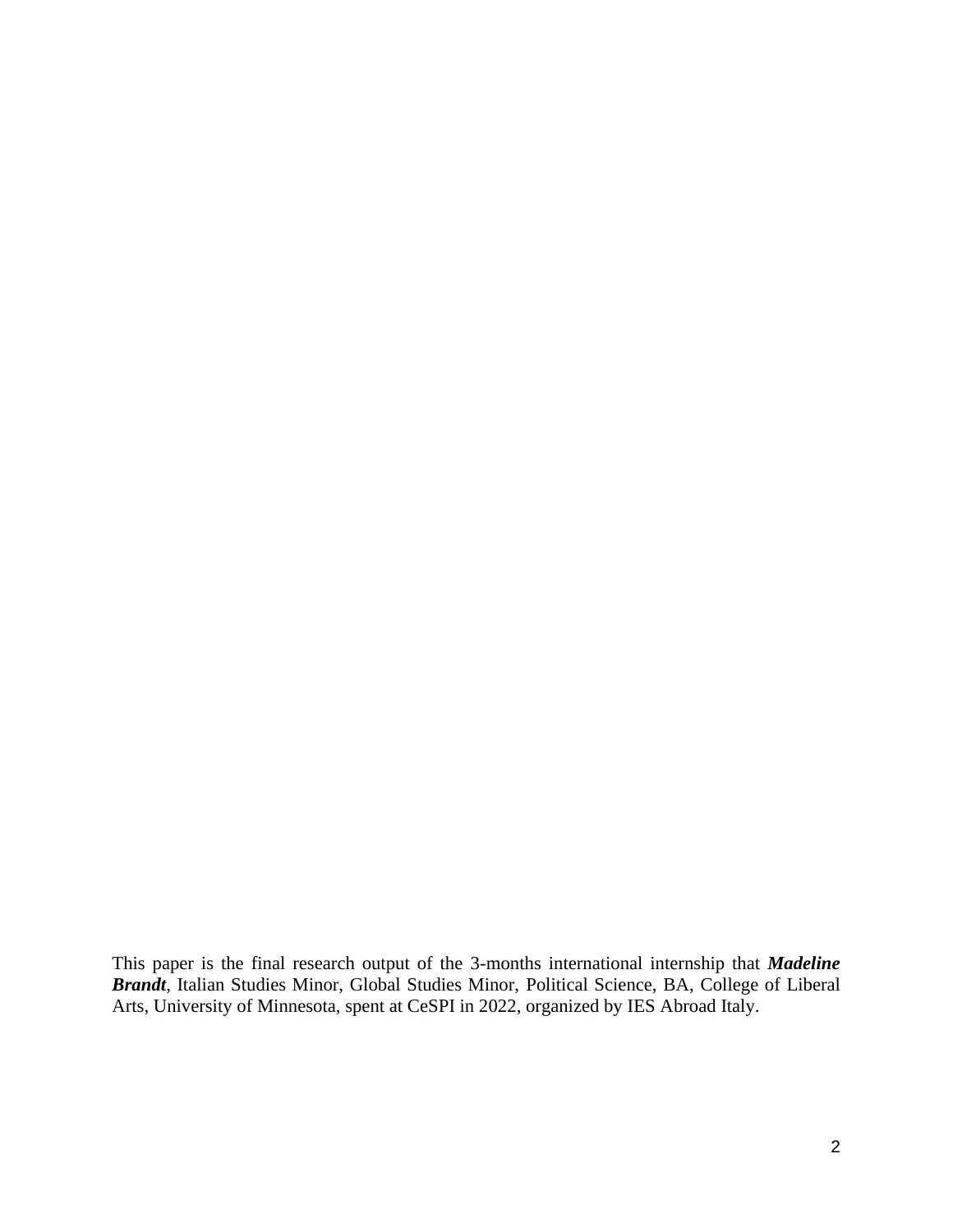This paper is the final research output of the 3-months international internship that ***Madeline Brandt***, Italian Studies Minor, Global Studies Minor, Political Science, BA, College of Liberal Arts, University of Minnesota, spent at CeSPI in 2022, organized by IES Abroad Italy.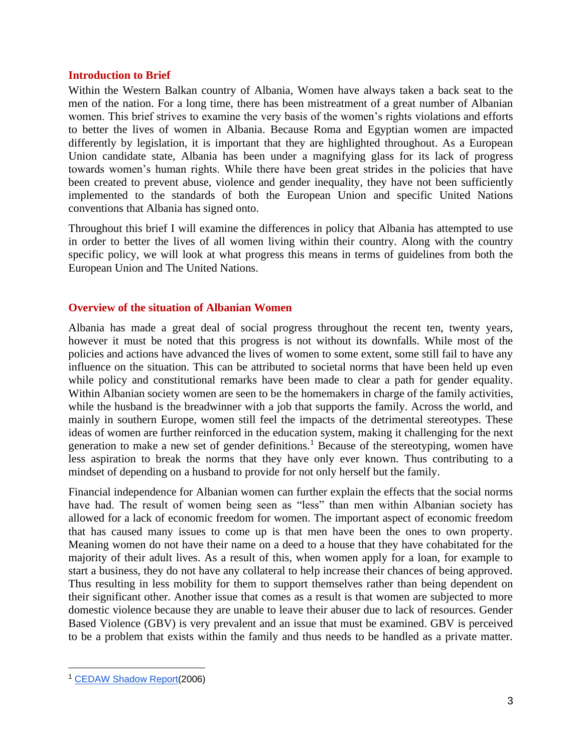## Introduction to Brief

Within the Western Balkan country of Albania, Women have always taken a back seat to the men of the nation. For a long time, there has been mistreatment of a great number of Albanian women. This brief strives to examine the very basis of the women's rights violations and efforts to better the lives of women in Albania. Because Roma and Egyptian women are impacted differently by legislation, it is important that they are highlighted throughout. As a European Union candidate state, Albania has been under a magnifying glass for its lack of progress towards women's human rights. While there have been great strides in the policies that have been created to prevent abuse, violence and gender inequality, they have not been sufficiently implemented to the standards of both the European Union and specific United Nations conventions that Albania has signed onto.

Throughout this brief I will examine the differences in policy that Albania has attempted to use in order to better the lives of all women living within their country. Along with the country specific policy, we will look at what progress this means in terms of guidelines from both the European Union and The United Nations.

## Overview of the situation of Albanian Women

Albania has made a great deal of social progress throughout the recent ten, twenty years, however it must be noted that this progress is not without its downfalls. While most of the policies and actions have advanced the lives of women to some extent, some still fail to have any influence on the situation. This can be attributed to societal norms that have been held up even while policy and constitutional remarks have been made to clear a path for gender equality. Within Albanian society women are seen to be the homemakers in charge of the family activities, while the husband is the breadwinner with a job that supports the family. Across the world, and mainly in southern Europe, women still feel the impacts of the detrimental stereotypes. These ideas of women are further reinforced in the education system, making it challenging for the next generation to make a new set of gender definitions.[1] Because of the stereotyping, women have less aspiration to break the norms that they have only ever known. Thus contributing to a mindset of depending on a husband to provide for not only herself but the family.

Financial independence for Albanian women can further explain the effects that the social norms have had. The result of women being seen as "less" than men within Albanian society has allowed for a lack of economic freedom for women. The important aspect of economic freedom that has caused many issues to come up is that men have been the ones to own property. Meaning women do not have their name on a deed to a house that they have cohabitated for the majority of their adult lives. As a result of this, when women apply for a loan, for example to start a business, they do not have any collateral to help increase their chances of being approved. Thus resulting in less mobility for them to support themselves rather than being dependent on their significant other. Another issue that comes as a result is that women are subjected to more domestic violence because they are unable to leave their abuser due to lack of resources. Gender Based Violence (GBV) is very prevalent and an issue that must be examined. GBV is perceived to be a problem that exists within the family and thus needs to be handled as a private matter.

[1] CEDAW Shadow Report(2006)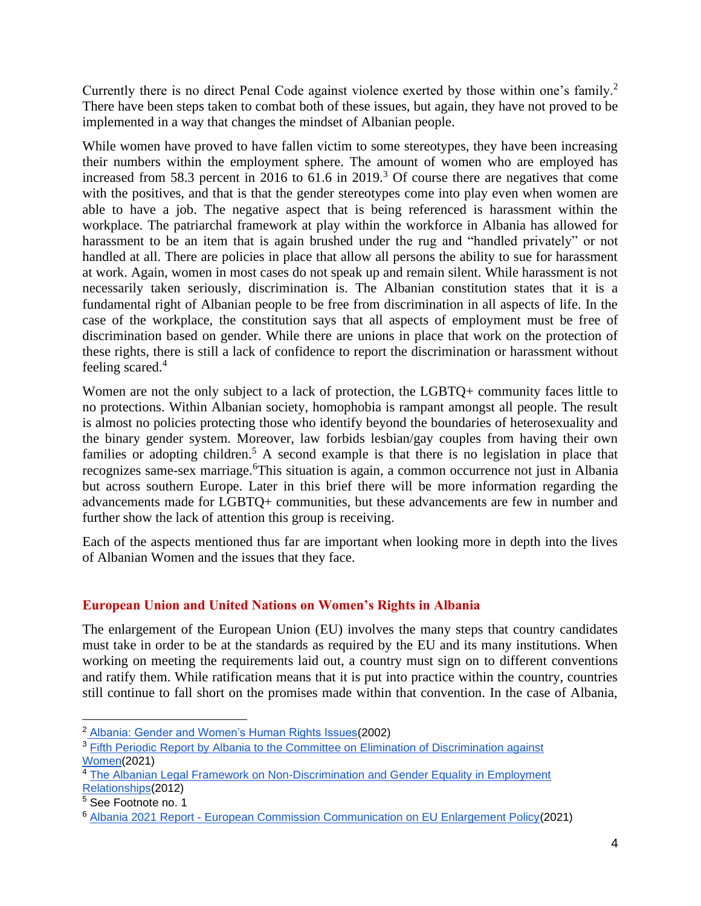Currently there is no direct Penal Code against violence exerted by those within one's family.[2] There have been steps taken to combat both of these issues, but again, they have not proved to be implemented in a way that changes the mindset of Albanian people.

While women have proved to have fallen victim to some stereotypes, they have been increasing their numbers within the employment sphere. The amount of women who are employed has increased from 58.3 percent in 2016 to 61.6 in 2019.[3] Of course there are negatives that come with the positives, and that is that the gender stereotypes come into play even when women are able to have a job. The negative aspect that is being referenced is harassment within the workplace. The patriarchal framework at play within the workforce in Albania has allowed for harassment to be an item that is again brushed under the rug and "handled privately" or not handled at all. There are policies in place that allow all persons the ability to sue for harassment at work. Again, women in most cases do not speak up and remain silent. While harassment is not necessarily taken seriously, discrimination is. The Albanian constitution states that it is a fundamental right of Albanian people to be free from discrimination in all aspects of life. In the case of the workplace, the constitution says that all aspects of employment must be free of discrimination based on gender. While there are unions in place that work on the protection of these rights, there is still a lack of confidence to report the discrimination or harassment without feeling scared.[4]

Women are not the only subject to a lack of protection, the LGBTQ+ community faces little to no protections. Within Albanian society, homophobia is rampant amongst all people. The result is almost no policies protecting those who identify beyond the boundaries of heterosexuality and the binary gender system. Moreover, law forbids lesbian/gay couples from having their own families or adopting children.[5] A second example is that there is no legislation in place that recognizes same-sex marriage.[6]This situation is again, a common occurrence not just in Albania but across southern Europe. Later in this brief there will be more information regarding the advancements made for LGBTQ+ communities, but these advancements are few in number and further show the lack of attention this group is receiving.

Each of the aspects mentioned thus far are important when looking more in depth into the lives of Albanian Women and the issues that they face.

## European Union and United Nations on Women's Rights in Albania

The enlargement of the European Union (EU) involves the many steps that country candidates must take in order to be at the standards as required by the EU and its many institutions. When working on meeting the requirements laid out, a country must sign on to different conventions and ratify them. While ratification means that it is put into practice within the country, countries still continue to fall short on the promises made within that convention. In the case of Albania,

---

[2] Albania: Gender and Women's Human Rights Issues(2002)

[3] Fifth Periodic Report by Albania to the Committee on Elimination of Discrimination against Women(2021)

[4] The Albanian Legal Framework on Non-Discrimination and Gender Equality in Employment Relationships(2012)

[5] See Footnote no. 1

[6] Albania 2021 Report - European Commission Communication on EU Enlargement Policy(2021)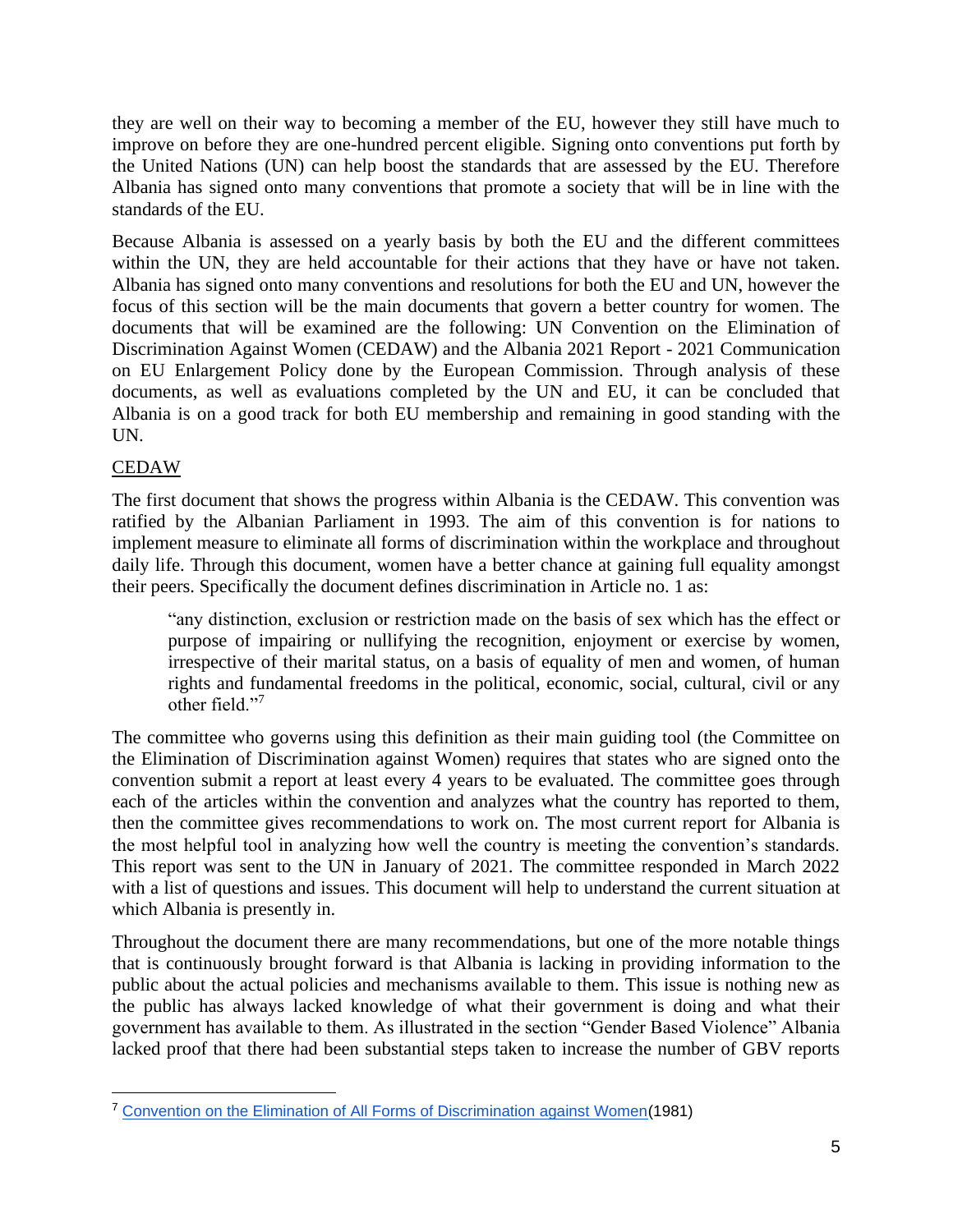they are well on their way to becoming a member of the EU, however they still have much to improve on before they are one-hundred percent eligible. Signing onto conventions put forth by the United Nations (UN) can help boost the standards that are assessed by the EU. Therefore Albania has signed onto many conventions that promote a society that will be in line with the standards of the EU.

Because Albania is assessed on a yearly basis by both the EU and the different committees within the UN, they are held accountable for their actions that they have or have not taken. Albania has signed onto many conventions and resolutions for both the EU and UN, however the focus of this section will be the main documents that govern a better country for women. The documents that will be examined are the following: UN Convention on the Elimination of Discrimination Against Women (CEDAW) and the Albania 2021 Report - 2021 Communication on EU Enlargement Policy done by the European Commission. Through analysis of these documents, as well as evaluations completed by the UN and EU, it can be concluded that Albania is on a good track for both EU membership and remaining in good standing with the UN.

## CEDAW

The first document that shows the progress within Albania is the CEDAW. This convention was ratified by the Albanian Parliament in 1993. The aim of this convention is for nations to implement measure to eliminate all forms of discrimination within the workplace and throughout daily life. Through this document, women have a better chance at gaining full equality amongst their peers. Specifically the document defines discrimination in Article no. 1 as:

> "any distinction, exclusion or restriction made on the basis of sex which has the effect or purpose of impairing or nullifying the recognition, enjoyment or exercise by women, irrespective of their marital status, on a basis of equality of men and women, of human rights and fundamental freedoms in the political, economic, social, cultural, civil or any other field."[7]

The committee who governs using this definition as their main guiding tool (the Committee on the Elimination of Discrimination against Women) requires that states who are signed onto the convention submit a report at least every 4 years to be evaluated. The committee goes through each of the articles within the convention and analyzes what the country has reported to them, then the committee gives recommendations to work on. The most current report for Albania is the most helpful tool in analyzing how well the country is meeting the convention's standards. This report was sent to the UN in January of 2021. The committee responded in March 2022 with a list of questions and issues. This document will help to understand the current situation at which Albania is presently in.

Throughout the document there are many recommendations, but one of the more notable things that is continuously brought forward is that Albania is lacking in providing information to the public about the actual policies and mechanisms available to them. This issue is nothing new as the public has always lacked knowledge of what their government is doing and what their government has available to them. As illustrated in the section "Gender Based Violence" Albania lacked proof that there had been substantial steps taken to increase the number of GBV reports

---

[7] Convention on the Elimination of All Forms of Discrimination against Women(1981)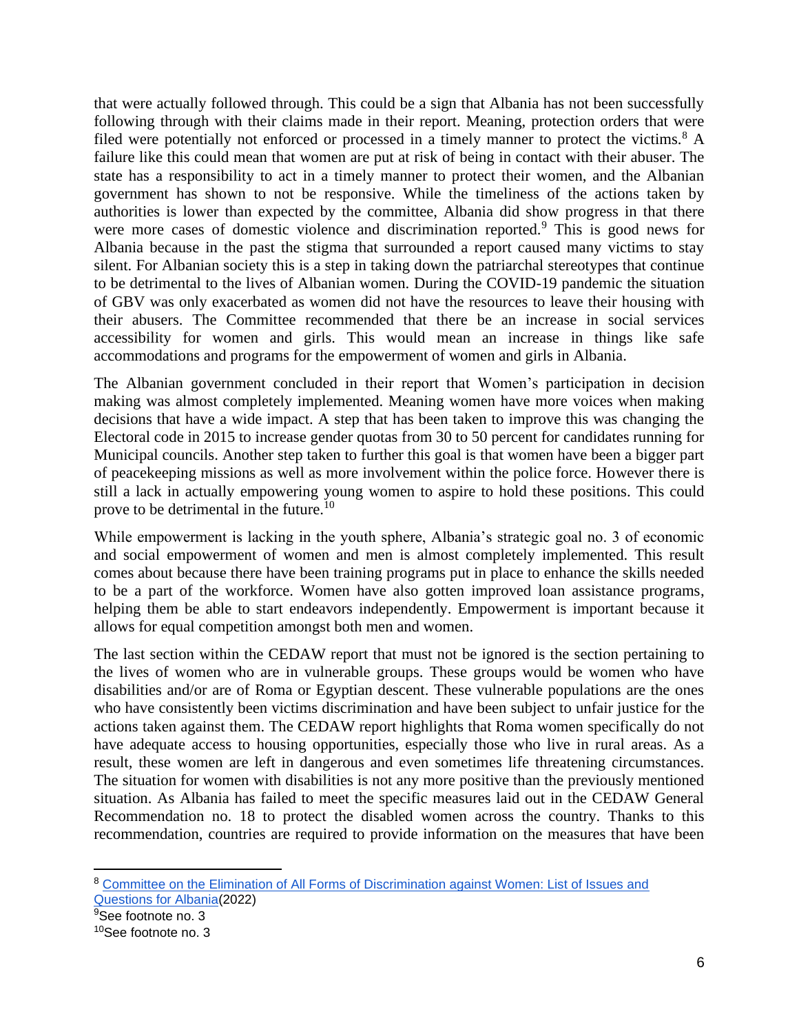that were actually followed through. This could be a sign that Albania has not been successfully following through with their claims made in their report. Meaning, protection orders that were filed were potentially not enforced or processed in a timely manner to protect the victims.[8] A failure like this could mean that women are put at risk of being in contact with their abuser. The state has a responsibility to act in a timely manner to protect their women, and the Albanian government has shown to not be responsive. While the timeliness of the actions taken by authorities is lower than expected by the committee, Albania did show progress in that there were more cases of domestic violence and discrimination reported.[9] This is good news for Albania because in the past the stigma that surrounded a report caused many victims to stay silent. For Albanian society this is a step in taking down the patriarchal stereotypes that continue to be detrimental to the lives of Albanian women. During the COVID-19 pandemic the situation of GBV was only exacerbated as women did not have the resources to leave their housing with their abusers. The Committee recommended that there be an increase in social services accessibility for women and girls. This would mean an increase in things like safe accommodations and programs for the empowerment of women and girls in Albania.

The Albanian government concluded in their report that Women's participation in decision making was almost completely implemented. Meaning women have more voices when making decisions that have a wide impact. A step that has been taken to improve this was changing the Electoral code in 2015 to increase gender quotas from 30 to 50 percent for candidates running for Municipal councils. Another step taken to further this goal is that women have been a bigger part of peacekeeping missions as well as more involvement within the police force. However there is still a lack in actually empowering young women to aspire to hold these positions. This could prove to be detrimental in the future.[10]

While empowerment is lacking in the youth sphere, Albania's strategic goal no. 3 of economic and social empowerment of women and men is almost completely implemented. This result comes about because there have been training programs put in place to enhance the skills needed to be a part of the workforce. Women have also gotten improved loan assistance programs, helping them be able to start endeavors independently. Empowerment is important because it allows for equal competition amongst both men and women.

The last section within the CEDAW report that must not be ignored is the section pertaining to the lives of women who are in vulnerable groups. These groups would be women who have disabilities and/or are of Roma or Egyptian descent. These vulnerable populations are the ones who have consistently been victims discrimination and have been subject to unfair justice for the actions taken against them. The CEDAW report highlights that Roma women specifically do not have adequate access to housing opportunities, especially those who live in rural areas. As a result, these women are left in dangerous and even sometimes life threatening circumstances. The situation for women with disabilities is not any more positive than the previously mentioned situation. As Albania has failed to meet the specific measures laid out in the CEDAW General Recommendation no. 18 to protect the disabled women across the country. Thanks to this recommendation, countries are required to provide information on the measures that have been

---

[8] Committee on the Elimination of All Forms of Discrimination against Women: List of Issues and Questions for Albania(2022)

[9] See footnote no. 3

[10] See footnote no. 3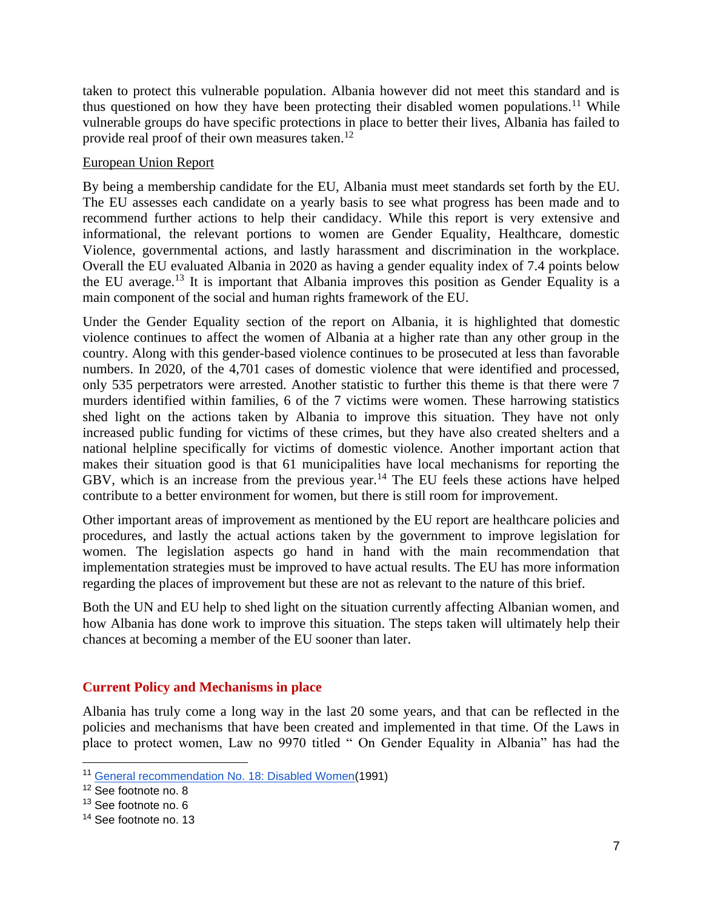taken to protect this vulnerable population. Albania however did not meet this standard and is thus questioned on how they have been protecting their disabled women populations.[11] While vulnerable groups do have specific protections in place to better their lives, Albania has failed to provide real proof of their own measures taken.[12]

<u>European Union Report</u>

By being a membership candidate for the EU, Albania must meet standards set forth by the EU. The EU assesses each candidate on a yearly basis to see what progress has been made and to recommend further actions to help their candidacy. While this report is very extensive and informational, the relevant portions to women are Gender Equality, Healthcare, domestic Violence, governmental actions, and lastly harassment and discrimination in the workplace. Overall the EU evaluated Albania in 2020 as having a gender equality index of 7.4 points below the EU average.[13] It is important that Albania improves this position as Gender Equality is a main component of the social and human rights framework of the EU.

Under the Gender Equality section of the report on Albania, it is highlighted that domestic violence continues to affect the women of Albania at a higher rate than any other group in the country. Along with this gender-based violence continues to be prosecuted at less than favorable numbers. In 2020, of the 4,701 cases of domestic violence that were identified and processed, only 535 perpetrators were arrested. Another statistic to further this theme is that there were 7 murders identified within families, 6 of the 7 victims were women. These harrowing statistics shed light on the actions taken by Albania to improve this situation. They have not only increased public funding for victims of these crimes, but they have also created shelters and a national helpline specifically for victims of domestic violence. Another important action that makes their situation good is that 61 municipalities have local mechanisms for reporting the GBV, which is an increase from the previous year.[14] The EU feels these actions have helped contribute to a better environment for women, but there is still room for improvement.

Other important areas of improvement as mentioned by the EU report are healthcare policies and procedures, and lastly the actual actions taken by the government to improve legislation for women. The legislation aspects go hand in hand with the main recommendation that implementation strategies must be improved to have actual results. The EU has more information regarding the places of improvement but these are not as relevant to the nature of this brief.

Both the UN and EU help to shed light on the situation currently affecting Albanian women, and how Albania has done work to improve this situation. The steps taken will ultimately help their chances at becoming a member of the EU sooner than later.

## Current Policy and Mechanisms in place

Albania has truly come a long way in the last 20 some years, and that can be reflected in the policies and mechanisms that have been created and implemented in that time. Of the Laws in place to protect women, Law no 9970 titled " On Gender Equality in Albania" has had the

---

[11] General recommendation No. 18: Disabled Women(1991)

[12] See footnote no. 8

[13] See footnote no. 6

[14] See footnote no. 13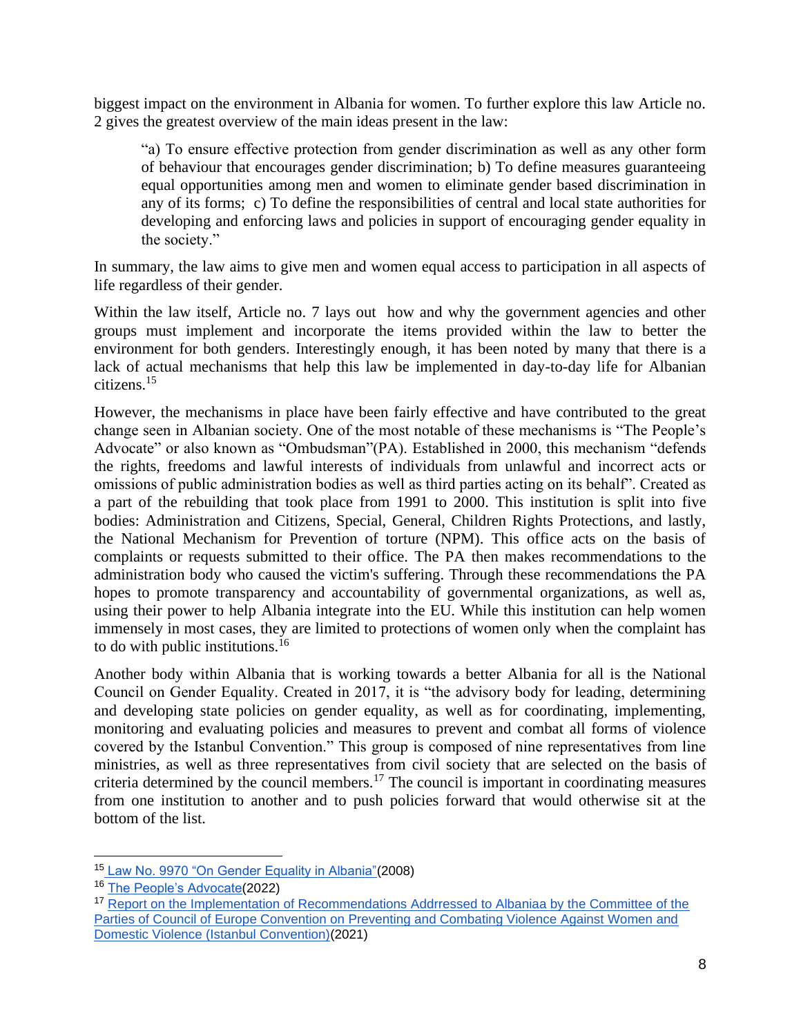biggest impact on the environment in Albania for women. To further explore this law Article no. 2 gives the greatest overview of the main ideas present in the law:

> "a) To ensure effective protection from gender discrimination as well as any other form of behaviour that encourages gender discrimination; b) To define measures guaranteeing equal opportunities among men and women to eliminate gender based discrimination in any of its forms; c) To define the responsibilities of central and local state authorities for developing and enforcing laws and policies in support of encouraging gender equality in the society."

In summary, the law aims to give men and women equal access to participation in all aspects of life regardless of their gender.

Within the law itself, Article no. 7 lays out how and why the government agencies and other groups must implement and incorporate the items provided within the law to better the environment for both genders. Interestingly enough, it has been noted by many that there is a lack of actual mechanisms that help this law be implemented in day-to-day life for Albanian citizens.[15]

However, the mechanisms in place have been fairly effective and have contributed to the great change seen in Albanian society. One of the most notable of these mechanisms is "The People's Advocate" or also known as "Ombudsman"(PA). Established in 2000, this mechanism "defends the rights, freedoms and lawful interests of individuals from unlawful and incorrect acts or omissions of public administration bodies as well as third parties acting on its behalf". Created as a part of the rebuilding that took place from 1991 to 2000. This institution is split into five bodies: Administration and Citizens, Special, General, Children Rights Protections, and lastly, the National Mechanism for Prevention of torture (NPM). This office acts on the basis of complaints or requests submitted to their office. The PA then makes recommendations to the administration body who caused the victim's suffering. Through these recommendations the PA hopes to promote transparency and accountability of governmental organizations, as well as, using their power to help Albania integrate into the EU. While this institution can help women immensely in most cases, they are limited to protections of women only when the complaint has to do with public institutions.[16]

Another body within Albania that is working towards a better Albania for all is the National Council on Gender Equality. Created in 2017, it is "the advisory body for leading, determining and developing state policies on gender equality, as well as for coordinating, implementing, monitoring and evaluating policies and measures to prevent and combat all forms of violence covered by the Istanbul Convention." This group is composed of nine representatives from line ministries, as well as three representatives from civil society that are selected on the basis of criteria determined by the council members.[17] The council is important in coordinating measures from one institution to another and to push policies forward that would otherwise sit at the bottom of the list.

---

[15] Law No. 9970 "On Gender Equality in Albania"(2008)

[16] The People's Advocate(2022)

[17] Report on the Implementation of Recommendations Addrressed to Albaniaa by the Committee of the Parties of Council of Europe Convention on Preventing and Combating Violence Against Women and Domestic Violence (Istanbul Convention)(2021)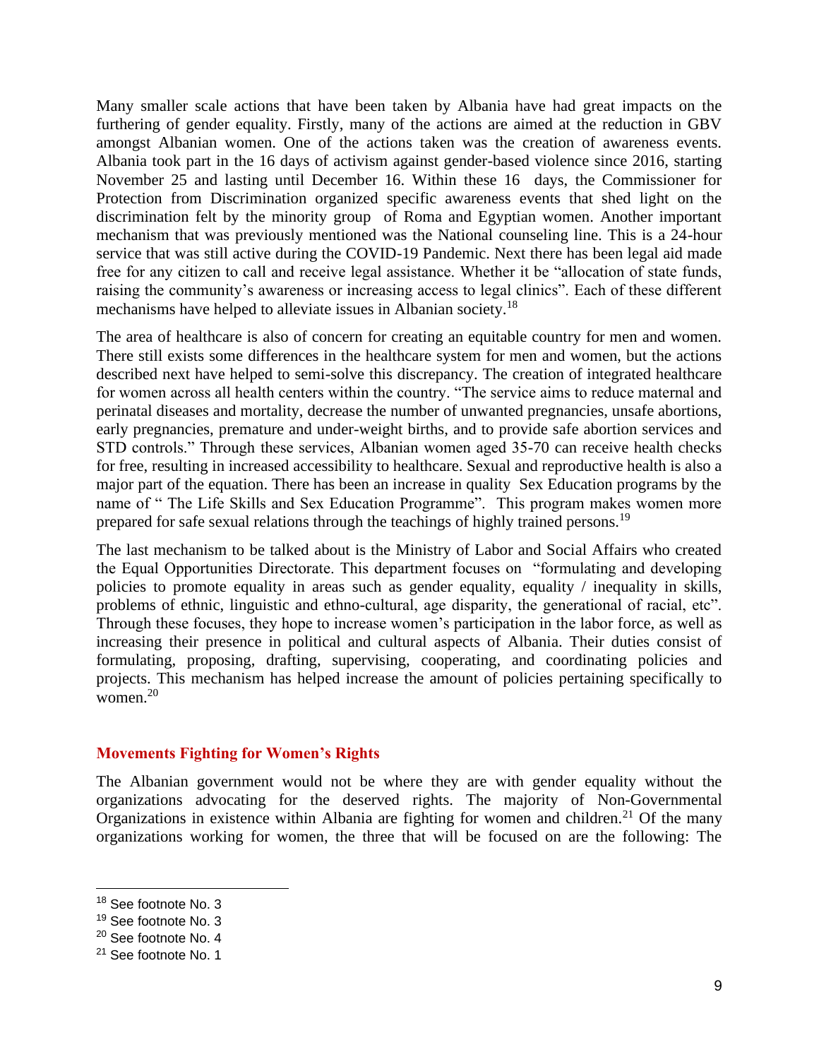Many smaller scale actions that have been taken by Albania have had great impacts on the furthering of gender equality. Firstly, many of the actions are aimed at the reduction in GBV amongst Albanian women. One of the actions taken was the creation of awareness events. Albania took part in the 16 days of activism against gender-based violence since 2016, starting November 25 and lasting until December 16. Within these 16 days, the Commissioner for Protection from Discrimination organized specific awareness events that shed light on the discrimination felt by the minority group of Roma and Egyptian women. Another important mechanism that was previously mentioned was the National counseling line. This is a 24-hour service that was still active during the COVID-19 Pandemic. Next there has been legal aid made free for any citizen to call and receive legal assistance. Whether it be "allocation of state funds, raising the community's awareness or increasing access to legal clinics". Each of these different mechanisms have helped to alleviate issues in Albanian society.[18]

The area of healthcare is also of concern for creating an equitable country for men and women. There still exists some differences in the healthcare system for men and women, but the actions described next have helped to semi-solve this discrepancy. The creation of integrated healthcare for women across all health centers within the country. "The service aims to reduce maternal and perinatal diseases and mortality, decrease the number of unwanted pregnancies, unsafe abortions, early pregnancies, premature and under-weight births, and to provide safe abortion services and STD controls." Through these services, Albanian women aged 35-70 can receive health checks for free, resulting in increased accessibility to healthcare. Sexual and reproductive health is also a major part of the equation. There has been an increase in quality Sex Education programs by the name of " The Life Skills and Sex Education Programme". This program makes women more prepared for safe sexual relations through the teachings of highly trained persons.[19]

The last mechanism to be talked about is the Ministry of Labor and Social Affairs who created the Equal Opportunities Directorate. This department focuses on "formulating and developing policies to promote equality in areas such as gender equality, equality / inequality in skills, problems of ethnic, linguistic and ethno-cultural, age disparity, the generational of racial, etc". Through these focuses, they hope to increase women's participation in the labor force, as well as increasing their presence in political and cultural aspects of Albania. Their duties consist of formulating, proposing, drafting, supervising, cooperating, and coordinating policies and projects. This mechanism has helped increase the amount of policies pertaining specifically to women.[20]

## Movements Fighting for Women's Rights

The Albanian government would not be where they are with gender equality without the organizations advocating for the deserved rights. The majority of Non-Governmental Organizations in existence within Albania are fighting for women and children.[21] Of the many organizations working for women, the three that will be focused on are the following: The

---

[18] See footnote No. 3

[19] See footnote No. 3

[20] See footnote No. 4

[21] See footnote No. 1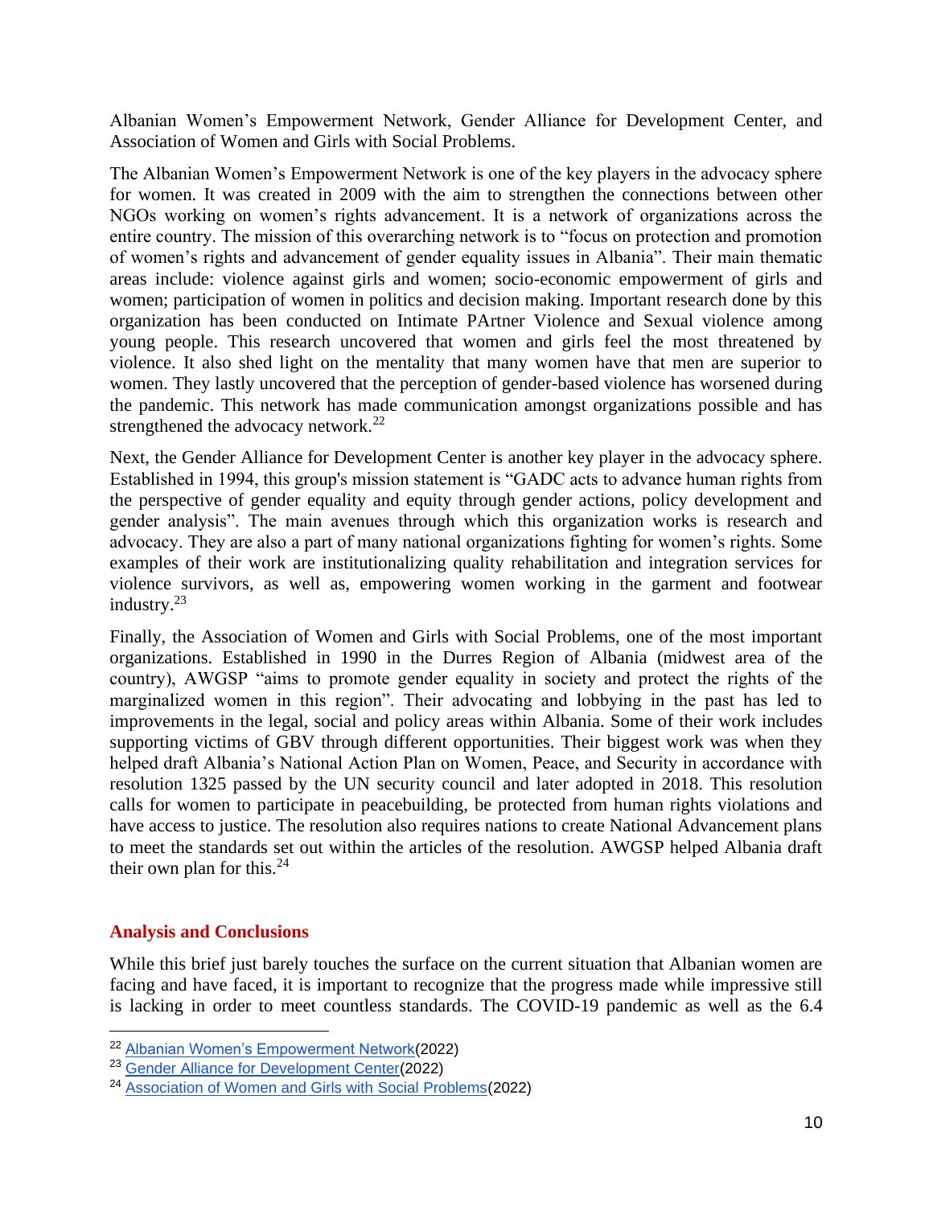Albanian Women's Empowerment Network, Gender Alliance for Development Center, and Association of Women and Girls with Social Problems.

The Albanian Women's Empowerment Network is one of the key players in the advocacy sphere for women. It was created in 2009 with the aim to strengthen the connections between other NGOs working on women's rights advancement. It is a network of organizations across the entire country. The mission of this overarching network is to "focus on protection and promotion of women's rights and advancement of gender equality issues in Albania". Their main thematic areas include: violence against girls and women; socio-economic empowerment of girls and women; participation of women in politics and decision making. Important research done by this organization has been conducted on Intimate PArtner Violence and Sexual violence among young people. This research uncovered that women and girls feel the most threatened by violence. It also shed light on the mentality that many women have that men are superior to women. They lastly uncovered that the perception of gender-based violence has worsened during the pandemic. This network has made communication amongst organizations possible and has strengthened the advocacy network.[22]

Next, the Gender Alliance for Development Center is another key player in the advocacy sphere. Established in 1994, this group's mission statement is "GADC acts to advance human rights from the perspective of gender equality and equity through gender actions, policy development and gender analysis". The main avenues through which this organization works is research and advocacy. They are also a part of many national organizations fighting for women's rights. Some examples of their work are institutionalizing quality rehabilitation and integration services for violence survivors, as well as, empowering women working in the garment and footwear industry.[23]

Finally, the Association of Women and Girls with Social Problems, one of the most important organizations. Established in 1990 in the Durres Region of Albania (midwest area of the country), AWGSP "aims to promote gender equality in society and protect the rights of the marginalized women in this region". Their advocating and lobbying in the past has led to improvements in the legal, social and policy areas within Albania. Some of their work includes supporting victims of GBV through different opportunities. Their biggest work was when they helped draft Albania's National Action Plan on Women, Peace, and Security in accordance with resolution 1325 passed by the UN security council and later adopted in 2018. This resolution calls for women to participate in peacebuilding, be protected from human rights violations and have access to justice. The resolution also requires nations to create National Advancement plans to meet the standards set out within the articles of the resolution. AWGSP helped Albania draft their own plan for this.[24]

## Analysis and Conclusions

While this brief just barely touches the surface on the current situation that Albanian women are facing and have faced, it is important to recognize that the progress made while impressive still is lacking in order to meet countless standards. The COVID-19 pandemic as well as the 6.4

---

[22] Albanian Women's Empowerment Network(2022)

[23] Gender Alliance for Development Center(2022)

[24] Association of Women and Girls with Social Problems(2022)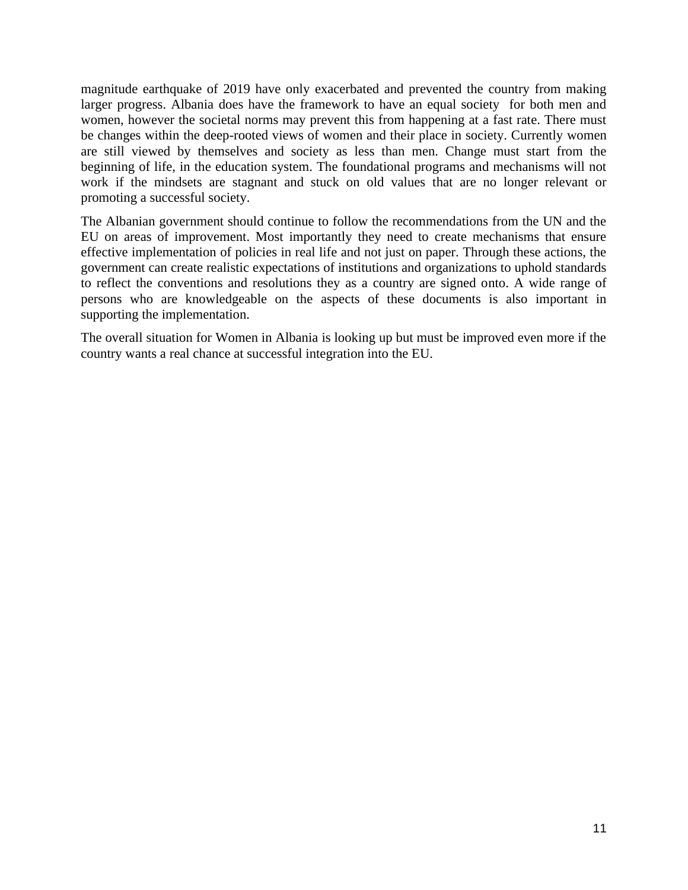magnitude earthquake of 2019 have only exacerbated and prevented the country from making larger progress. Albania does have the framework to have an equal society  for both men and women, however the societal norms may prevent this from happening at a fast rate. There must be changes within the deep-rooted views of women and their place in society. Currently women are still viewed by themselves and society as less than men. Change must start from the beginning of life, in the education system. The foundational programs and mechanisms will not work if the mindsets are stagnant and stuck on old values that are no longer relevant or promoting a successful society.

The Albanian government should continue to follow the recommendations from the UN and the EU on areas of improvement. Most importantly they need to create mechanisms that ensure effective implementation of policies in real life and not just on paper. Through these actions, the government can create realistic expectations of institutions and organizations to uphold standards to reflect the conventions and resolutions they as a country are signed onto. A wide range of persons who are knowledgeable on the aspects of these documents is also important in supporting the implementation.

The overall situation for Women in Albania is looking up but must be improved even more if the country wants a real chance at successful integration into the EU.